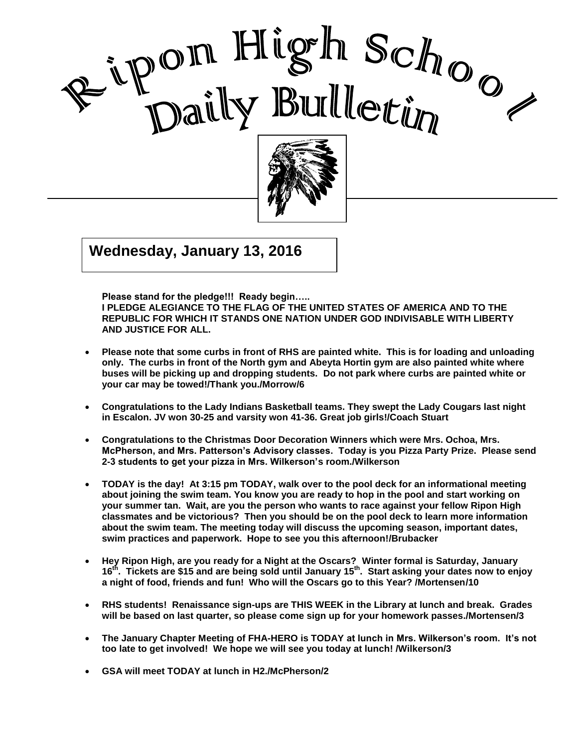# Ripon High School Daily Bulletin

## Wednesday, January 13, 2016

**Please stand for the pledge!!! Ready begin…..**
**I PLEDGE ALEGIANCE TO THE FLAG OF THE UNITED STATES OF AMERICA AND TO THE REPUBLIC FOR WHICH IT STANDS ONE NATION UNDER GOD INDIVISABLE WITH LIBERTY AND JUSTICE FOR ALL.**

- **Please note that some curbs in front of RHS are painted white. This is for loading and unloading only. The curbs in front of the North gym and Abeyta Hortin gym are also painted white where buses will be picking up and dropping students. Do not park where curbs are painted white or your car may be towed!/Thank you./Morrow/6**

- **Congratulations to the Lady Indians Basketball teams. They swept the Lady Cougars last night in Escalon. JV won 30-25 and varsity won 41-36. Great job girls!/Coach Stuart**

- **Congratulations to the Christmas Door Decoration Winners which were Mrs. Ochoa, Mrs. McPherson, and Mrs. Patterson's Advisory classes. Today is you Pizza Party Prize. Please send 2-3 students to get your pizza in Mrs. Wilkerson's room./Wilkerson**

- **TODAY is the day! At 3:15 pm TODAY, walk over to the pool deck for an informational meeting about joining the swim team. You know you are ready to hop in the pool and start working on your summer tan. Wait, are you the person who wants to race against your fellow Ripon High classmates and be victorious? Then you should be on the pool deck to learn more information about the swim team. The meeting today will discuss the upcoming season, important dates, swim practices and paperwork. Hope to see you this afternoon!/Brubacker**

- **Hey Ripon High, are you ready for a Night at the Oscars? Winter formal is Saturday, January 16th. Tickets are $15 and are being sold until January 15th. Start asking your dates now to enjoy a night of food, friends and fun! Who will the Oscars go to this Year? /Mortensen/10**

- **RHS students! Renaissance sign-ups are THIS WEEK in the Library at lunch and break. Grades will be based on last quarter, so please come sign up for your homework passes./Mortensen/3**

- **The January Chapter Meeting of FHA-HERO is TODAY at lunch in Mrs. Wilkerson's room. It's not too late to get involved! We hope we will see you today at lunch! /Wilkerson/3**

- **GSA will meet TODAY at lunch in H2./McPherson/2**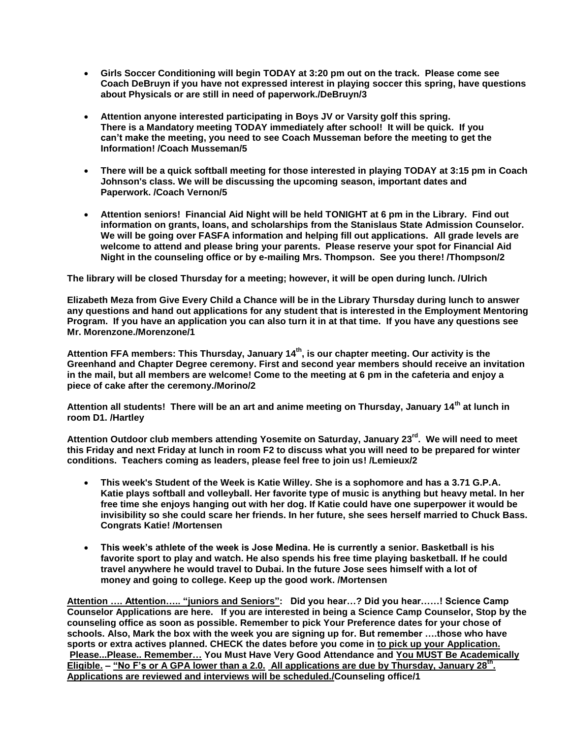- **Girls Soccer Conditioning will begin TODAY at 3:20 pm out on the track. Please come see Coach DeBruyn if you have not expressed interest in playing soccer this spring, have questions about Physicals or are still in need of paperwork./DeBruyn/3**

- **Attention anyone interested participating in Boys JV or Varsity golf this spring. There is a Mandatory meeting TODAY immediately after school! It will be quick. If you can't make the meeting, you need to see Coach Musseman before the meeting to get the Information! /Coach Musseman/5**

- **There will be a quick softball meeting for those interested in playing TODAY at 3:15 pm in Coach Johnson's class. We will be discussing the upcoming season, important dates and Paperwork. /Coach Vernon/5**

- **Attention seniors! Financial Aid Night will be held TONIGHT at 6 pm in the Library. Find out information on grants, loans, and scholarships from the Stanislaus State Admission Counselor. We will be going over FASFA information and helping fill out applications. All grade levels are welcome to attend and please bring your parents. Please reserve your spot for Financial Aid Night in the counseling office or by e-mailing Mrs. Thompson. See you there! /Thompson/2**

**The library will be closed Thursday for a meeting; however, it will be open during lunch. /Ulrich**

**Elizabeth Meza from Give Every Child a Chance will be in the Library Thursday during lunch to answer any questions and hand out applications for any student that is interested in the Employment Mentoring Program. If you have an application you can also turn it in at that time. If you have any questions see Mr. Morenzone./Morenzone/1**

**Attention FFA members: This Thursday, January 14th, is our chapter meeting. Our activity is the Greenhand and Chapter Degree ceremony. First and second year members should receive an invitation in the mail, but all members are welcome! Come to the meeting at 6 pm in the cafeteria and enjoy a piece of cake after the ceremony./Morino/2**

**Attention all students! There will be an art and anime meeting on Thursday, January 14th at lunch in room D1. /Hartley**

**Attention Outdoor club members attending Yosemite on Saturday, January 23rd. We will need to meet this Friday and next Friday at lunch in room F2 to discuss what you will need to be prepared for winter conditions. Teachers coming as leaders, please feel free to join us! /Lemieux/2**

- **This week's Student of the Week is Katie Willey. She is a sophomore and has a 3.71 G.P.A. Katie plays softball and volleyball. Her favorite type of music is anything but heavy metal. In her free time she enjoys hanging out with her dog. If Katie could have one superpower it would be invisibility so she could scare her friends. In her future, she sees herself married to Chuck Bass. Congrats Katie! /Mortensen**

- **This week's athlete of the week is Jose Medina. He is currently a senior. Basketball is his favorite sport to play and watch. He also spends his free time playing basketball. If he could travel anywhere he would travel to Dubai. In the future Jose sees himself with a lot of money and going to college. Keep up the good work. /Mortensen**

**<u>Attention …. Attention….. "juniors and Seniors"</u>: Did you hear…? Did you hear……! Science Camp Counselor Applications are here. If you are interested in being a Science Camp Counselor, Stop by the counseling office as soon as possible. Remember to pick Your Preference dates for your chose of schools. Also, Mark the box with the week you are signing up for. But remember ….those who have sports or extra actives planned. CHECK the dates before you come in <u>to pick up your Application.</u> <u>Please...Please.. Remember…</u> You Must Have Very Good Attendance and <u>You MUST Be Academically Eligible.</u> – <u>"No F's or A GPA lower than a 2.0. All applications are due by Thursday, January 28th. Applications are reviewed and interviews will be scheduled.</u>/Counseling office/1**